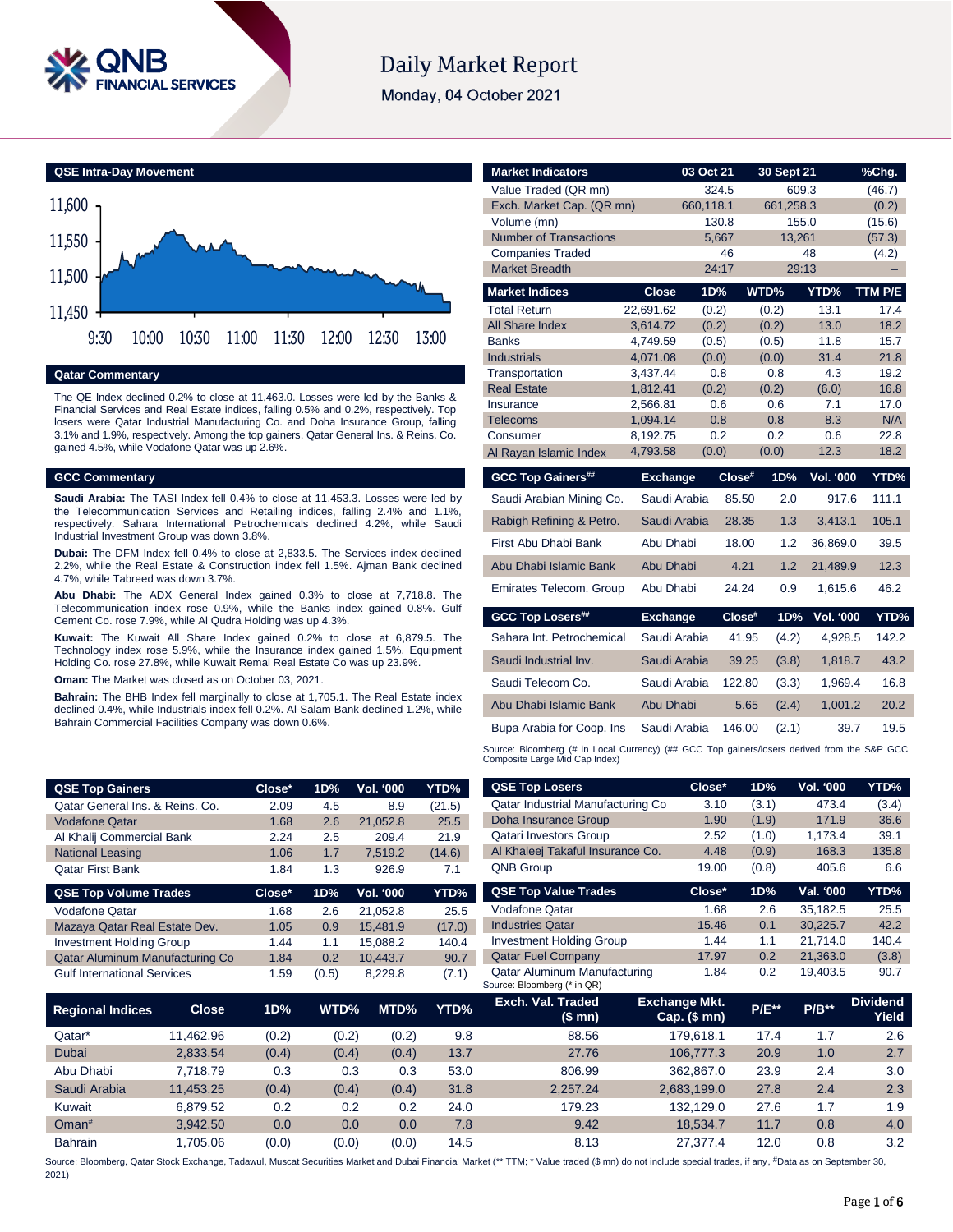# Daily Market Report

Monday, 04 October 2021

## QSE Intra-Day Movement

## Qatar Commentary

The QE Index declined 0.2% to close at 11,463.0. Losses were led by the Banks & Financial Services and Real Estate indices, falling 0.5% and 0.2%, respectively. Top losers were Qatar Industrial Manufacturing Co. and Doha Insurance Group, falling 3.1% and 1.9%, respectively. Among the top gainers, Qatar General Ins. & Reins. Co. gained 4.5%, while Vodafone Qatar was up 2.6%.

## GCC Commentary

**Saudi Arabia:** The TASI Index fell 0.4% to close at 11,453.3. Losses were led by the Telecommunication Services and Retailing indices, falling 2.4% and 1.1%, respectively. Sahara International Petrochemicals declined 4.2%, while Saudi Industrial Investment Group was down 3.8%.

**Dubai:** The DFM Index fell 0.4% to close at 2,833.5. The Services index declined 2.2%, while the Real Estate & Construction index fell 1.5%. Ajman Bank declined 4.7%, while Tabreed was down 3.7%.

**Abu Dhabi:** The ADX General Index gained 0.3% to close at 7,718.8. The Telecommunication index rose 0.9%, while the Banks index gained 0.8%. Gulf Cement Co. rose 7.9%, while Al Qudra Holding was up 4.3%.

**Kuwait:** The Kuwait All Share Index gained 0.2% to close at 6,879.5. The Technology index rose 5.9%, while the Insurance index gained 1.5%. Equipment Holding Co. rose 27.8%, while Kuwait Remal Real Estate Co was up 23.9%.

**Oman:** The Market was closed as on October 03, 2021.

**Bahrain:** The BHB Index fell marginally to close at 1,705.1. The Real Estate index declined 0.4%, while Industrials index fell 0.2%. Al-Salam Bank declined 1.2%, while Bahrain Commercial Facilities Company was down 0.6%.

| Market Indicators | 03 Oct 21 | 30 Sept 21 | %Chg. |
|---|---|---|---|
| Value Traded (QR mn) | 324.5 | 609.3 | (46.7) |
| Exch. Market Cap. (QR mn) | 660,118.1 | 661,258.3 | (0.2) |
| Volume (mn) | 130.8 | 155.0 | (15.6) |
| Number of Transactions | 5,667 | 13,261 | (57.3) |
| Companies Traded | 46 | 48 | (4.2) |
| Market Breadth | 24:17 | 29:13 | – |

| Market Indices | Close | 1D% | WTD% | YTD% | TTM P/E |
|---|---|---|---|---|---|
| Total Return | 22,691.62 | (0.2) | (0.2) | 13.1 | 17.4 |
| All Share Index | 3,614.72 | (0.2) | (0.2) | 13.0 | 18.2 |
| Banks | 4,749.59 | (0.5) | (0.5) | 11.8 | 15.7 |
| Industrials | 4,071.08 | (0.0) | (0.0) | 31.4 | 21.8 |
| Transportation | 3,437.44 | 0.8 | 0.8 | 4.3 | 19.2 |
| Real Estate | 1,812.41 | (0.2) | (0.2) | (6.0) | 16.8 |
| Insurance | 2,566.81 | 0.6 | 0.6 | 7.1 | 17.0 |
| Telecoms | 1,094.14 | 0.8 | 0.8 | 8.3 | N/A |
| Consumer | 8,192.75 | 0.2 | 0.2 | 0.6 | 22.8 |
| Al Rayan Islamic Index | 4,793.58 | (0.0) | (0.0) | 12.3 | 18.2 |

| GCC Top Gainers## | Exchange | Close# | 1D% | Vol. '000 | YTD% |
|---|---|---|---|---|---|
| Saudi Arabian Mining Co. | Saudi Arabia | 85.50 | 2.0 | 917.6 | 111.1 |
| Rabigh Refining & Petro. | Saudi Arabia | 28.35 | 1.3 | 3,413.1 | 105.1 |
| First Abu Dhabi Bank | Abu Dhabi | 18.00 | 1.2 | 36,869.0 | 39.5 |
| Abu Dhabi Islamic Bank | Abu Dhabi | 4.21 | 1.2 | 21,489.9 | 12.3 |
| Emirates Telecom. Group | Abu Dhabi | 24.24 | 0.9 | 1,615.6 | 46.2 |

| GCC Top Losers## | Exchange | Close# | 1D% | Vol. '000 | YTD% |
|---|---|---|---|---|---|
| Sahara Int. Petrochemical | Saudi Arabia | 41.95 | (4.2) | 4,928.5 | 142.2 |
| Saudi Industrial Inv. | Saudi Arabia | 39.25 | (3.8) | 1,818.7 | 43.2 |
| Saudi Telecom Co. | Saudi Arabia | 122.80 | (3.3) | 1,969.4 | 16.8 |
| Abu Dhabi Islamic Bank | Abu Dhabi | 5.65 | (2.4) | 1,001.2 | 20.2 |
| Bupa Arabia for Coop. Ins | Saudi Arabia | 146.00 | (2.1) | 39.7 | 19.5 |

Source: Bloomberg (# in Local Currency) (## GCC Top gainers/losers derived from the S&P GCC Composite Large Mid Cap Index)

| QSE Top Gainers | Close* | 1D% | Vol. '000 | YTD% |
|---|---|---|---|---|
| Qatar General Ins. & Reins. Co. | 2.09 | 4.5 | 8.9 | (21.5) |
| Vodafone Qatar | 1.68 | 2.6 | 21,052.8 | 25.5 |
| Al Khalij Commercial Bank | 2.24 | 2.5 | 209.4 | 21.9 |
| National Leasing | 1.06 | 1.7 | 7,519.2 | (14.6) |
| Qatar First Bank | 1.84 | 1.3 | 926.9 | 7.1 |

| QSE Top Volume Trades | Close* | 1D% | Vol. '000 | YTD% |
|---|---|---|---|---|
| Vodafone Qatar | 1.68 | 2.6 | 21,052.8 | 25.5 |
| Mazaya Qatar Real Estate Dev. | 1.05 | 0.9 | 15,481.9 | (17.0) |
| Investment Holding Group | 1.44 | 1.1 | 15,088.2 | 140.4 |
| Qatar Aluminum Manufacturing Co | 1.84 | 0.2 | 10,443.7 | 90.7 |
| Gulf International Services | 1.59 | (0.5) | 8,229.8 | (7.1) |

| QSE Top Losers | Close* | 1D% | Vol. '000 | YTD% |
|---|---|---|---|---|
| Qatar Industrial Manufacturing Co | 3.10 | (3.1) | 473.4 | (3.4) |
| Doha Insurance Group | 1.90 | (1.9) | 171.9 | 36.6 |
| Qatari Investors Group | 2.52 | (1.0) | 1,173.4 | 39.1 |
| Al Khaleej Takaful Insurance Co. | 4.48 | (0.9) | 168.3 | 135.8 |
| QNB Group | 19.00 | (0.8) | 405.6 | 6.6 |

| QSE Top Value Trades | Close* | 1D% | Val. '000 | YTD% |
|---|---|---|---|---|
| Vodafone Qatar | 1.68 | 2.6 | 35,182.5 | 25.5 |
| Industries Qatar | 15.46 | 0.1 | 30,225.7 | 42.2 |
| Investment Holding Group | 1.44 | 1.1 | 21,714.0 | 140.4 |
| Qatar Fuel Company | 17.97 | 0.2 | 21,363.0 | (3.8) |
| Qatar Aluminum Manufacturing | 1.84 | 0.2 | 19,403.5 | 90.7 |

Source: Bloomberg (* in QR)

| Regional Indices | Close | 1D% | WTD% | MTD% | YTD% | Exch. Val. Traded ($ mn) | Exchange Mkt. Cap. ($ mn) | P/E** | P/B** | Dividend Yield |
|---|---|---|---|---|---|---|---|---|---|---|
| Qatar* | 11,462.96 | (0.2) | (0.2) | (0.2) | 9.8 | 88.56 | 179,618.1 | 17.4 | 1.7 | 2.6 |
| Dubai | 2,833.54 | (0.4) | (0.4) | (0.4) | 13.7 | 27.76 | 106,777.3 | 20.9 | 1.0 | 2.7 |
| Abu Dhabi | 7,718.79 | 0.3 | 0.3 | 0.3 | 53.0 | 806.99 | 362,867.0 | 23.9 | 2.4 | 3.0 |
| Saudi Arabia | 11,453.25 | (0.4) | (0.4) | (0.4) | 31.8 | 2,257.24 | 2,683,199.0 | 27.8 | 2.4 | 2.3 |
| Kuwait | 6,879.52 | 0.2 | 0.2 | 0.2 | 24.0 | 179.23 | 132,129.0 | 27.6 | 1.7 | 1.9 |
| Oman# | 3,942.50 | 0.0 | 0.0 | 0.0 | 7.8 | 9.42 | 18,534.7 | 11.7 | 0.8 | 4.0 |
| Bahrain | 1,705.06 | (0.0) | (0.0) | (0.0) | 14.5 | 8.13 | 27,377.4 | 12.0 | 0.8 | 3.2 |

Source: Bloomberg, Qatar Stock Exchange, Tadawul, Muscat Securities Market and Dubai Financial Market (** TTM; * Value traded ($ mn) do not include special trades, if any, #Data as on September 30, 2021)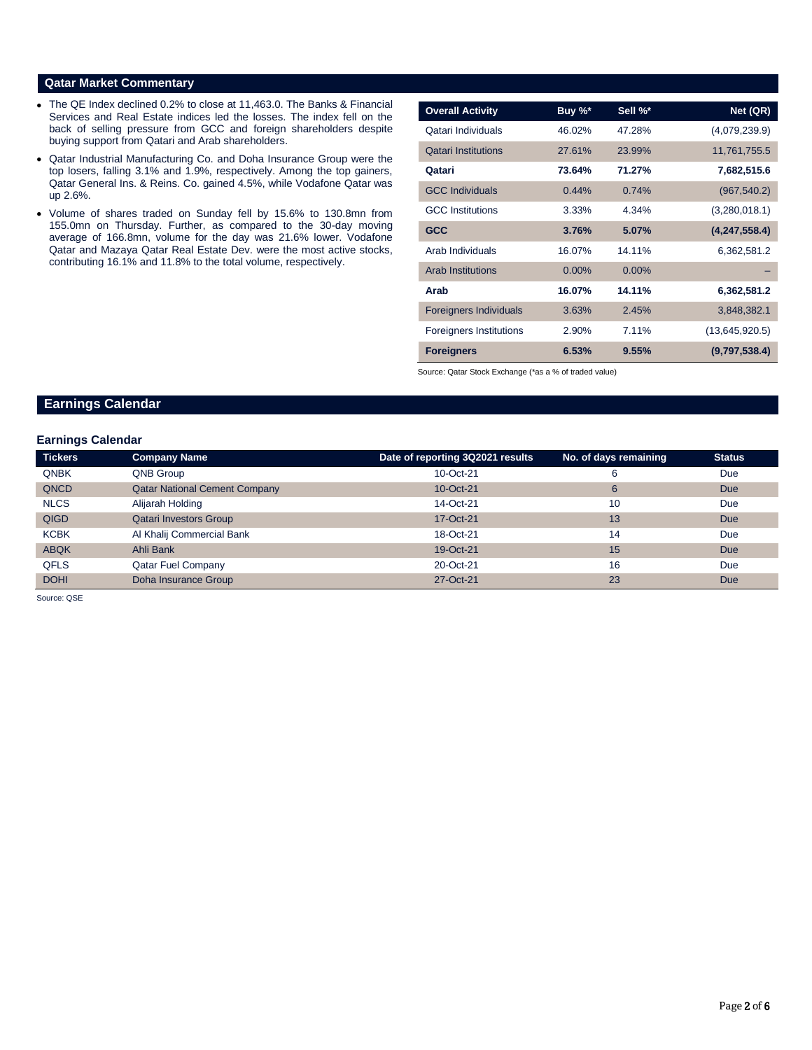## Qatar Market Commentary

- The QE Index declined 0.2% to close at 11,463.0. The Banks & Financial Services and Real Estate indices led the losses. The index fell on the back of selling pressure from GCC and foreign shareholders despite buying support from Qatari and Arab shareholders.
- Qatar Industrial Manufacturing Co. and Doha Insurance Group were the top losers, falling 3.1% and 1.9%, respectively. Among the top gainers, Qatar General Ins. & Reins. Co. gained 4.5%, while Vodafone Qatar was up 2.6%.
- Volume of shares traded on Sunday fell by 15.6% to 130.8mn from 155.0mn on Thursday. Further, as compared to the 30-day moving average of 166.8mn, volume for the day was 21.6% lower. Vodafone Qatar and Mazaya Qatar Real Estate Dev. were the most active stocks, contributing 16.1% and 11.8% to the total volume, respectively.

| Overall Activity | Buy %* | Sell %* | Net (QR) |
|---|---|---|---|
| Qatari Individuals | 46.02% | 47.28% | (4,079,239.9) |
| Qatari Institutions | 27.61% | 23.99% | 11,761,755.5 |
| **Qatari** | **73.64%** | **71.27%** | **7,682,515.6** |
| GCC Individuals | 0.44% | 0.74% | (967,540.2) |
| GCC Institutions | 3.33% | 4.34% | (3,280,018.1) |
| **GCC** | **3.76%** | **5.07%** | **(4,247,558.4)** |
| Arab Individuals | 16.07% | 14.11% | 6,362,581.2 |
| Arab Institutions | 0.00% | 0.00% | – |
| **Arab** | **16.07%** | **14.11%** | **6,362,581.2** |
| Foreigners Individuals | 3.63% | 2.45% | 3,848,382.1 |
| Foreigners Institutions | 2.90% | 7.11% | (13,645,920.5) |
| **Foreigners** | **6.53%** | **9.55%** | **(9,797,538.4)** |

Source: Qatar Stock Exchange (*as a % of traded value)

## Earnings Calendar

### Earnings Calendar

| Tickers | Company Name | Date of reporting 3Q2021 results | No. of days remaining | Status |
|---|---|---|---|---|
| QNBK | QNB Group | 10-Oct-21 | 6 | Due |
| QNCD | Qatar National Cement Company | 10-Oct-21 | 6 | Due |
| NLCS | Alijarah Holding | 14-Oct-21 | 10 | Due |
| QIGD | Qatari Investors Group | 17-Oct-21 | 13 | Due |
| KCBK | Al Khalij Commercial Bank | 18-Oct-21 | 14 | Due |
| ABQK | Ahli Bank | 19-Oct-21 | 15 | Due |
| QFLS | Qatar Fuel Company | 20-Oct-21 | 16 | Due |
| DOHI | Doha Insurance Group | 27-Oct-21 | 23 | Due |

Source: QSE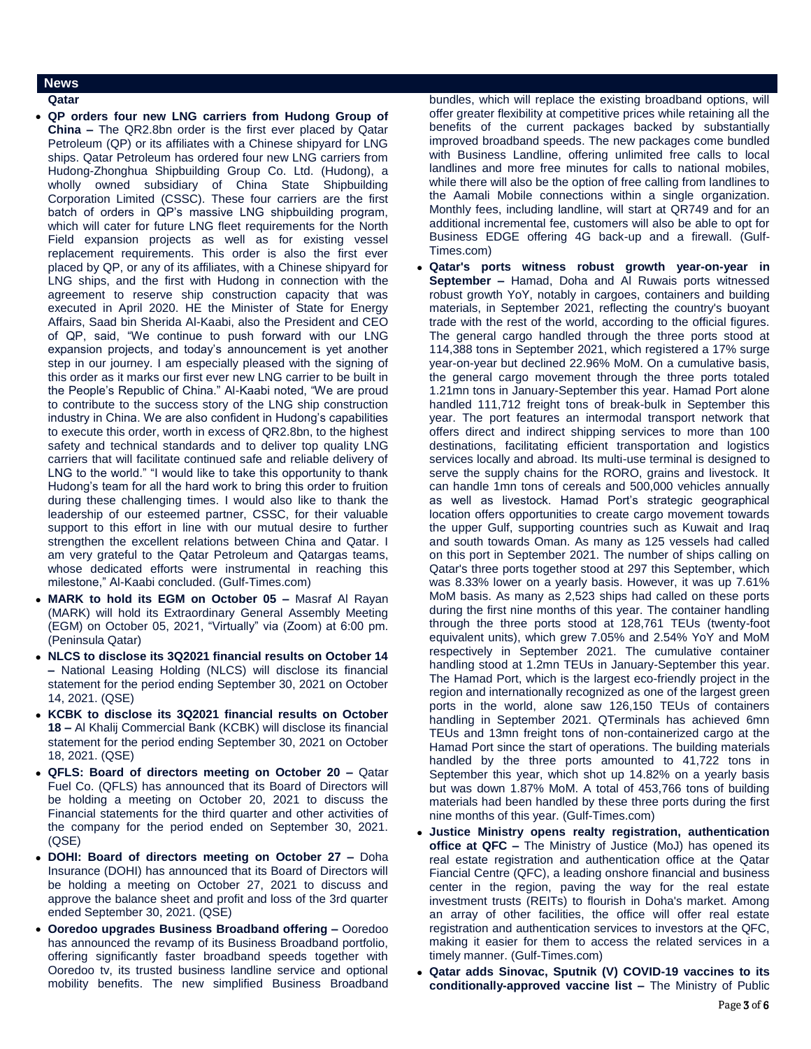## News

### Qatar

- **QP orders four new LNG carriers from Hudong Group of China –** The QR2.8bn order is the first ever placed by Qatar Petroleum (QP) or its affiliates with a Chinese shipyard for LNG ships. Qatar Petroleum has ordered four new LNG carriers from Hudong-Zhonghua Shipbuilding Group Co. Ltd. (Hudong), a wholly owned subsidiary of China State Shipbuilding Corporation Limited (CSSC). These four carriers are the first batch of orders in QP's massive LNG shipbuilding program, which will cater for future LNG fleet requirements for the North Field expansion projects as well as for existing vessel replacement requirements. This order is also the first ever placed by QP, or any of its affiliates, with a Chinese shipyard for LNG ships, and the first with Hudong in connection with the agreement to reserve ship construction capacity that was executed in April 2020. HE the Minister of State for Energy Affairs, Saad bin Sherida Al-Kaabi, also the President and CEO of QP, said, "We continue to push forward with our LNG expansion projects, and today's announcement is yet another step in our journey. I am especially pleased with the signing of this order as it marks our first ever new LNG carrier to be built in the People's Republic of China." Al-Kaabi noted, "We are proud to contribute to the success story of the LNG ship construction industry in China. We are also confident in Hudong's capabilities to execute this order, worth in excess of QR2.8bn, to the highest safety and technical standards and to deliver top quality LNG carriers that will facilitate continued safe and reliable delivery of LNG to the world." "I would like to take this opportunity to thank Hudong's team for all the hard work to bring this order to fruition during these challenging times. I would also like to thank the leadership of our esteemed partner, CSSC, for their valuable support to this effort in line with our mutual desire to further strengthen the excellent relations between China and Qatar. I am very grateful to the Qatar Petroleum and Qatargas teams, whose dedicated efforts were instrumental in reaching this milestone," Al-Kaabi concluded. (Gulf-Times.com)
- **MARK to hold its EGM on October 05 –** Masraf Al Rayan (MARK) will hold its Extraordinary General Assembly Meeting (EGM) on October 05, 2021, "Virtually" via (Zoom) at 6:00 pm. (Peninsula Qatar)
- **NLCS to disclose its 3Q2021 financial results on October 14 –** National Leasing Holding (NLCS) will disclose its financial statement for the period ending September 30, 2021 on October 14, 2021. (QSE)
- **KCBK to disclose its 3Q2021 financial results on October 18 –** Al Khalij Commercial Bank (KCBK) will disclose its financial statement for the period ending September 30, 2021 on October 18, 2021. (QSE)
- **QFLS: Board of directors meeting on October 20 –** Qatar Fuel Co. (QFLS) has announced that its Board of Directors will be holding a meeting on October 20, 2021 to discuss the Financial statements for the third quarter and other activities of the company for the period ended on September 30, 2021. (QSE)
- **DOHI: Board of directors meeting on October 27 –** Doha Insurance (DOHI) has announced that its Board of Directors will be holding a meeting on October 27, 2021 to discuss and approve the balance sheet and profit and loss of the 3rd quarter ended September 30, 2021. (QSE)
- **Ooredoo upgrades Business Broadband offering –** Ooredoo has announced the revamp of its Business Broadband portfolio, offering significantly faster broadband speeds together with Ooredoo tv, its trusted business landline service and optional mobility benefits. The new simplified Business Broadband bundles, which will replace the existing broadband options, will offer greater flexibility at competitive prices while retaining all the benefits of the current packages backed by substantially improved broadband speeds. The new packages come bundled with Business Landline, offering unlimited free calls to local landlines and more free minutes for calls to national mobiles, while there will also be the option of free calling from landlines to the Aamali Mobile connections within a single organization. Monthly fees, including landline, will start at QR749 and for an additional incremental fee, customers will also be able to opt for Business EDGE offering 4G back-up and a firewall. (Gulf-Times.com)
- **Qatar's ports witness robust growth year-on-year in September –** Hamad, Doha and Al Ruwais ports witnessed robust growth YoY, notably in cargoes, containers and building materials, in September 2021, reflecting the country's buoyant trade with the rest of the world, according to the official figures. The general cargo handled through the three ports stood at 114,388 tons in September 2021, which registered a 17% surge year-on-year but declined 22.96% MoM. On a cumulative basis, the general cargo movement through the three ports totaled 1.21mn tons in January-September this year. Hamad Port alone handled 111,712 freight tons of break-bulk in September this year. The port features an intermodal transport network that offers direct and indirect shipping services to more than 100 destinations, facilitating efficient transportation and logistics services locally and abroad. Its multi-use terminal is designed to serve the supply chains for the RORO, grains and livestock. It can handle 1mn tons of cereals and 500,000 vehicles annually as well as livestock. Hamad Port's strategic geographical location offers opportunities to create cargo movement towards the upper Gulf, supporting countries such as Kuwait and Iraq and south towards Oman. As many as 125 vessels had called on this port in September 2021. The number of ships calling on Qatar's three ports together stood at 297 this September, which was 8.33% lower on a yearly basis. However, it was up 7.61% MoM basis. As many as 2,523 ships had called on these ports during the first nine months of this year. The container handling through the three ports stood at 128,761 TEUs (twenty-foot equivalent units), which grew 7.05% and 2.54% YoY and MoM respectively in September 2021. The cumulative container handling stood at 1.2mn TEUs in January-September this year. The Hamad Port, which is the largest eco-friendly project in the region and internationally recognized as one of the largest green ports in the world, alone saw 126,150 TEUs of containers handling in September 2021. QTerminals has achieved 6mn TEUs and 13mn freight tons of non-containerized cargo at the Hamad Port since the start of operations. The building materials handled by the three ports amounted to 41,722 tons in September this year, which shot up 14.82% on a yearly basis but was down 1.87% MoM. A total of 453,766 tons of building materials had been handled by these three ports during the first nine months of this year. (Gulf-Times.com)
- **Justice Ministry opens realty registration, authentication office at QFC –** The Ministry of Justice (MoJ) has opened its real estate registration and authentication office at the Qatar Fiancial Centre (QFC), a leading onshore financial and business center in the region, paving the way for the real estate investment trusts (REITs) to flourish in Doha's market. Among an array of other facilities, the office will offer real estate registration and authentication services to investors at the QFC, making it easier for them to access the related services in a timely manner. (Gulf-Times.com)
- **Qatar adds Sinovac, Sputnik (V) COVID-19 vaccines to its conditionally-approved vaccine list –** The Ministry of Public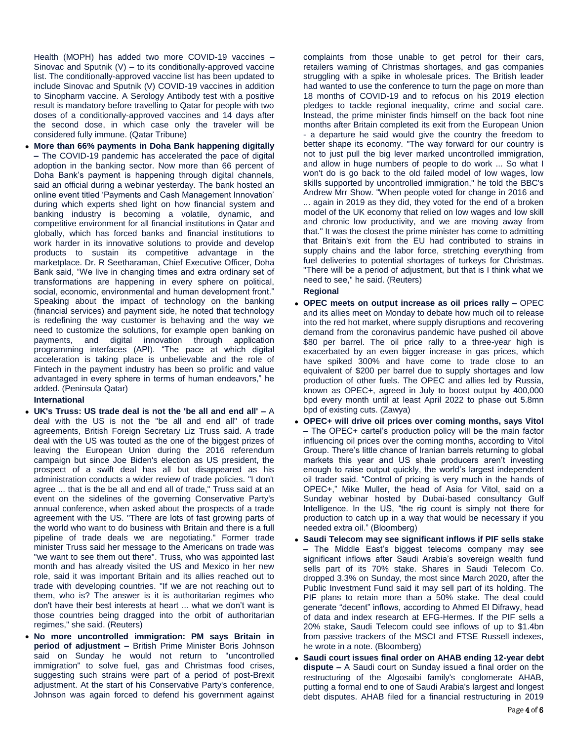Health (MOPH) has added two more COVID-19 vaccines – Sinovac and Sputnik (V) – to its conditionally-approved vaccine list. The conditionally-approved vaccine list has been updated to include Sinovac and Sputnik (V) COVID-19 vaccines in addition to Sinopharm vaccine. A Serology Antibody test with a positive result is mandatory before travelling to Qatar for people with two doses of a conditionally-approved vaccines and 14 days after the second dose, in which case only the traveler will be considered fully immune. (Qatar Tribune)

- **More than 66% payments in Doha Bank happening digitally –** The COVID-19 pandemic has accelerated the pace of digital adoption in the banking sector. Now more than 66 percent of Doha Bank's payment is happening through digital channels, said an official during a webinar yesterday. The bank hosted an online event titled 'Payments and Cash Management Innovation' during which experts shed light on how financial system and banking industry is becoming a volatile, dynamic, and competitive environment for all financial institutions in Qatar and globally, which has forced banks and financial institutions to work harder in its innovative solutions to provide and develop products to sustain its competitive advantage in the marketplace. Dr. R Seetharaman, Chief Executive Officer, Doha Bank said, "We live in changing times and extra ordinary set of transformations are happening in every sphere on political, social, economic, environmental and human development front." Speaking about the impact of technology on the banking (financial services) and payment side, he noted that technology is redefining the way customer is behaving and the way we need to customize the solutions, for example open banking on payments, and digital innovation through application programming interfaces (API). "The pace at which digital acceleration is taking place is unbelievable and the role of Fintech in the payment industry has been so prolific and value advantaged in every sphere in terms of human endeavors," he added. (Peninsula Qatar)

**International**

- **UK's Truss: US trade deal is not the 'be all and end all' –** A deal with the US is not the "be all and end all" of trade agreements, British Foreign Secretary Liz Truss said. A trade deal with the US was touted as the one of the biggest prizes of leaving the European Union during the 2016 referendum campaign but since Joe Biden's election as US president, the prospect of a swift deal has all but disappeared as his administration conducts a wider review of trade policies. "I don't agree ... that is the be all and end all of trade," Truss said at an event on the sidelines of the governing Conservative Party's annual conference, when asked about the prospects of a trade agreement with the US. "There are lots of fast growing parts of the world who want to do business with Britain and there is a full pipeline of trade deals we are negotiating." Former trade minister Truss said her message to the Americans on trade was "we want to see them out there". Truss, who was appointed last month and has already visited the US and Mexico in her new role, said it was important Britain and its allies reached out to trade with developing countries. "If we are not reaching out to them, who is? The answer is it is authoritarian regimes who don't have their best interests at heart ... what we don't want is those countries being dragged into the orbit of authoritarian regimes," she said. (Reuters)
- **No more uncontrolled immigration: PM says Britain in period of adjustment –** British Prime Minister Boris Johnson said on Sunday he would not return to "uncontrolled immigration" to solve fuel, gas and Christmas food crises, suggesting such strains were part of a period of post-Brexit adjustment. At the start of his Conservative Party's conference, Johnson was again forced to defend his government against complaints from those unable to get petrol for their cars, retailers warning of Christmas shortages, and gas companies struggling with a spike in wholesale prices. The British leader had wanted to use the conference to turn the page on more than 18 months of COVID-19 and to refocus on his 2019 election pledges to tackle regional inequality, crime and social care. Instead, the prime minister finds himself on the back foot nine months after Britain completed its exit from the European Union - a departure he said would give the country the freedom to better shape its economy. "The way forward for our country is not to just pull the big lever marked uncontrolled immigration, and allow in huge numbers of people to do work ... So what I won't do is go back to the old failed model of low wages, low skills supported by uncontrolled immigration," he told the BBC's Andrew Mrr Show. "When people voted for change in 2016 and ... again in 2019 as they did, they voted for the end of a broken model of the UK economy that relied on low wages and low skill and chronic low productivity, and we are moving away from that." It was the closest the prime minister has come to admitting that Britain's exit from the EU had contributed to strains in supply chains and the labor force, stretching everything from fuel deliveries to potential shortages of turkeys for Christmas. "There will be a period of adjustment, but that is I think what we need to see," he said. (Reuters)

**Regional**

- **OPEC meets on output increase as oil prices rally –** OPEC and its allies meet on Monday to debate how much oil to release into the red hot market, where supply disruptions and recovering demand from the coronavirus pandemic have pushed oil above \$80 per barrel. The oil price rally to a three-year high is exacerbated by an even bigger increase in gas prices, which have spiked 300% and have come to trade close to an equivalent of \$200 per barrel due to supply shortages and low production of other fuels. The OPEC and allies led by Russia, known as OPEC+, agreed in July to boost output by 400,000 bpd every month until at least April 2022 to phase out 5.8mn bpd of existing cuts. (Zawya)
- **OPEC+ will drive oil prices over coming months, says Vitol –** The OPEC+ cartel's production policy will be the main factor influencing oil prices over the coming months, according to Vitol Group. There's little chance of Iranian barrels returning to global markets this year and US shale producers aren't investing enough to raise output quickly, the world's largest independent oil trader said. "Control of pricing is very much in the hands of OPEC+," Mike Muller, the head of Asia for Vitol, said on a Sunday webinar hosted by Dubai-based consultancy Gulf Intelligence. In the US, "the rig count is simply not there for production to catch up in a way that would be necessary if you needed extra oil." (Bloomberg)
- **Saudi Telecom may see significant inflows if PIF sells stake –** The Middle East's biggest telecoms company may see significant inflows after Saudi Arabia's sovereign wealth fund sells part of its 70% stake. Shares in Saudi Telecom Co. dropped 3.3% on Sunday, the most since March 2020, after the Public Investment Fund said it may sell part of its holding. The PIF plans to retain more than a 50% stake. The deal could generate "decent" inflows, according to Ahmed El Difrawy, head of data and index research at EFG-Hermes. If the PIF sells a 20% stake, Saudi Telecom could see inflows of up to \$1.4bn from passive trackers of the MSCI and FTSE Russell indexes, he wrote in a note. (Bloomberg)
- **Saudi court issues final order on AHAB ending 12-year debt dispute –** A Saudi court on Sunday issued a final order on the restructuring of the Algosaibi family's conglomerate AHAB, putting a formal end to one of Saudi Arabia's largest and longest debt disputes. AHAB filed for a financial restructuring in 2019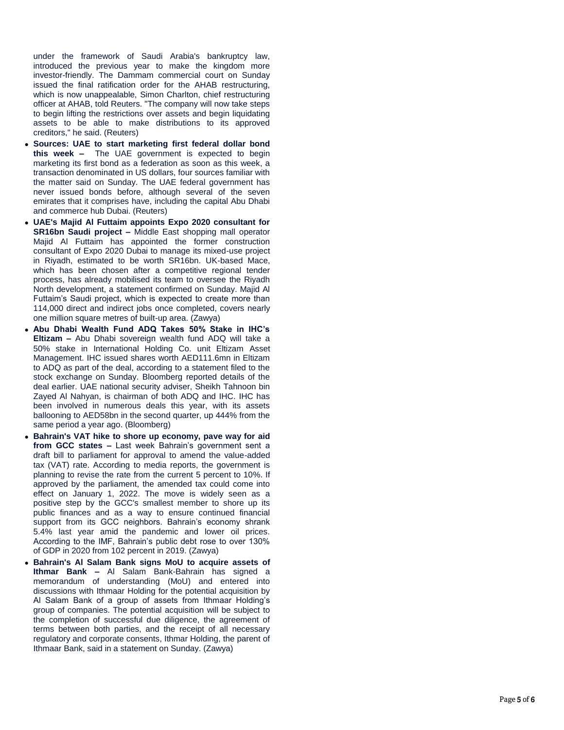under the framework of Saudi Arabia's bankruptcy law, introduced the previous year to make the kingdom more investor-friendly. The Dammam commercial court on Sunday issued the final ratification order for the AHAB restructuring, which is now unappealable, Simon Charlton, chief restructuring officer at AHAB, told Reuters. "The company will now take steps to begin lifting the restrictions over assets and begin liquidating assets to be able to make distributions to its approved creditors," he said. (Reuters)

- **Sources: UAE to start marketing first federal dollar bond this week –** The UAE government is expected to begin marketing its first bond as a federation as soon as this week, a transaction denominated in US dollars, four sources familiar with the matter said on Sunday. The UAE federal government has never issued bonds before, although several of the seven emirates that it comprises have, including the capital Abu Dhabi and commerce hub Dubai. (Reuters)
- **UAE's Majid Al Futtaim appoints Expo 2020 consultant for SR16bn Saudi project –** Middle East shopping mall operator Majid Al Futtaim has appointed the former construction consultant of Expo 2020 Dubai to manage its mixed-use project in Riyadh, estimated to be worth SR16bn. UK-based Mace, which has been chosen after a competitive regional tender process, has already mobilised its team to oversee the Riyadh North development, a statement confirmed on Sunday. Majid Al Futtaim's Saudi project, which is expected to create more than 114,000 direct and indirect jobs once completed, covers nearly one million square metres of built-up area. (Zawya)
- **Abu Dhabi Wealth Fund ADQ Takes 50% Stake in IHC's Eltizam –** Abu Dhabi sovereign wealth fund ADQ will take a 50% stake in International Holding Co. unit Eltizam Asset Management. IHC issued shares worth AED111.6mn in Eltizam to ADQ as part of the deal, according to a statement filed to the stock exchange on Sunday. Bloomberg reported details of the deal earlier. UAE national security adviser, Sheikh Tahnoon bin Zayed Al Nahyan, is chairman of both ADQ and IHC. IHC has been involved in numerous deals this year, with its assets ballooning to AED58bn in the second quarter, up 444% from the same period a year ago. (Bloomberg)
- **Bahrain's VAT hike to shore up economy, pave way for aid from GCC states –** Last week Bahrain's government sent a draft bill to parliament for approval to amend the value-added tax (VAT) rate. According to media reports, the government is planning to revise the rate from the current 5 percent to 10%. If approved by the parliament, the amended tax could come into effect on January 1, 2022. The move is widely seen as a positive step by the GCC's smallest member to shore up its public finances and as a way to ensure continued financial support from its GCC neighbors. Bahrain's economy shrank 5.4% last year amid the pandemic and lower oil prices. According to the IMF, Bahrain's public debt rose to over 130% of GDP in 2020 from 102 percent in 2019. (Zawya)
- **Bahrain's Al Salam Bank signs MoU to acquire assets of Ithmar Bank –** Al Salam Bank-Bahrain has signed a memorandum of understanding (MoU) and entered into discussions with Ithmaar Holding for the potential acquisition by Al Salam Bank of a group of assets from Ithmaar Holding's group of companies. The potential acquisition will be subject to the completion of successful due diligence, the agreement of terms between both parties, and the receipt of all necessary regulatory and corporate consents, Ithmar Holding, the parent of Ithmaar Bank, said in a statement on Sunday. (Zawya)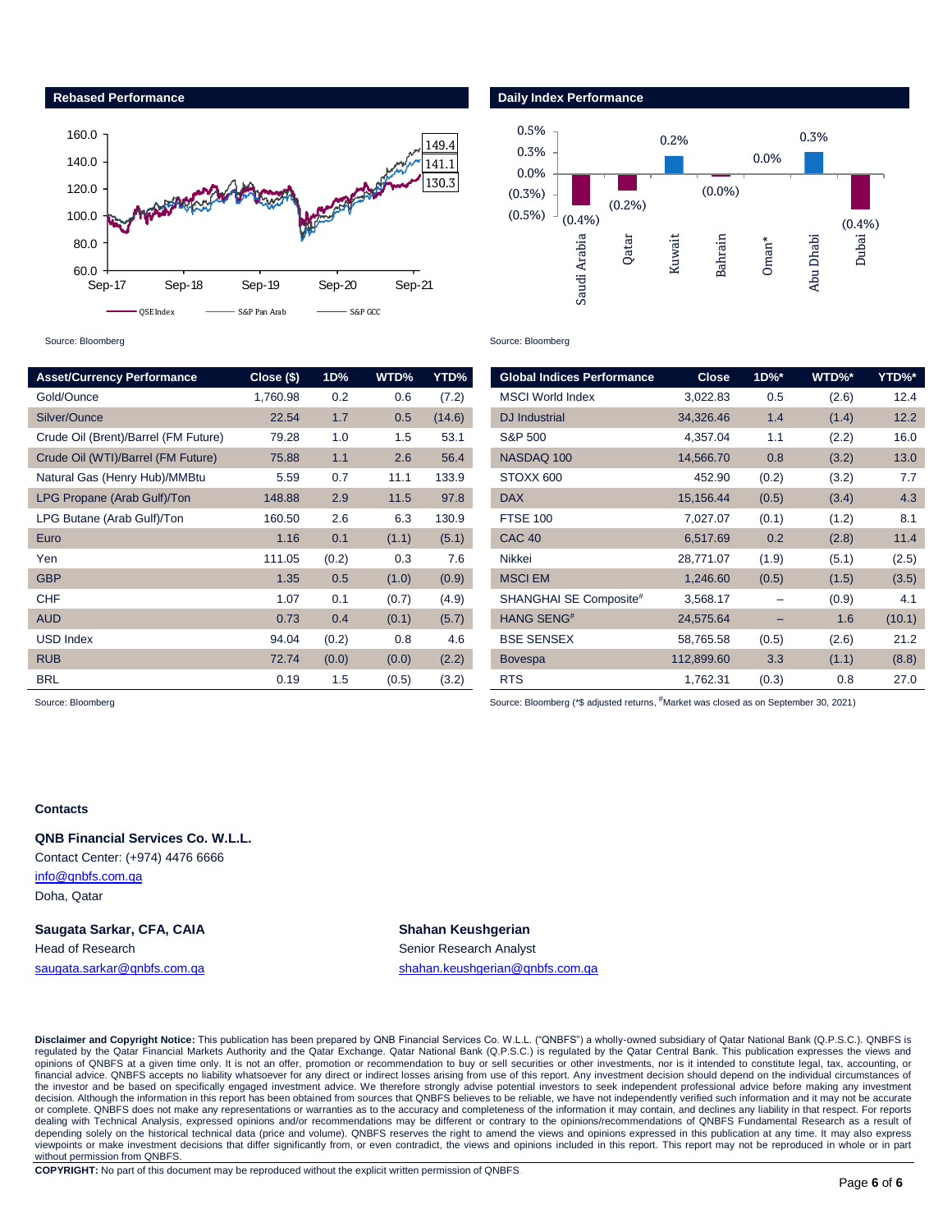### Rebased Performance

160.0
140.0
120.0
100.0
80.0
60.0
Sep-17
Sep-18
Sep-19
Sep-20
Sep-21
149.4
141.1
130.3
QSE Index
S&P Pan Arab
S&P GCC

Source: Bloomberg

### Daily Index Performance

0.5%
0.3%
0.0%
(0.3%)
(0.5%)
(0.4%)
(0.2%)
0.2%
(0.0%)
0.0%
0.3%
(0.4%)
Saudi Arabia
Qatar
Kuwait
Bahrain
Oman*
Abu Dhabi
Dubai

Source: Bloomberg

| Asset/Currency Performance | Close ($) | 1D% | WTD% | YTD% |
|---|---|---|---|---|
| Gold/Ounce | 1,760.98 | 0.2 | 0.6 | (7.2) |
| Silver/Ounce | 22.54 | 1.7 | 0.5 | (14.6) |
| Crude Oil (Brent)/Barrel (FM Future) | 79.28 | 1.0 | 1.5 | 53.1 |
| Crude Oil (WTI)/Barrel (FM Future) | 75.88 | 1.1 | 2.6 | 56.4 |
| Natural Gas (Henry Hub)/MMBtu | 5.59 | 0.7 | 11.1 | 133.9 |
| LPG Propane (Arab Gulf)/Ton | 148.88 | 2.9 | 11.5 | 97.8 |
| LPG Butane (Arab Gulf)/Ton | 160.50 | 2.6 | 6.3 | 130.9 |
| Euro | 1.16 | 0.1 | (1.1) | (5.1) |
| Yen | 111.05 | (0.2) | 0.3 | 7.6 |
| GBP | 1.35 | 0.5 | (1.0) | (0.9) |
| CHF | 1.07 | 0.1 | (0.7) | (4.9) |
| AUD | 0.73 | 0.4 | (0.1) | (5.7) |
| USD Index | 94.04 | (0.2) | 0.8 | 4.6 |
| RUB | 72.74 | (0.0) | (0.0) | (2.2) |
| BRL | 0.19 | 1.5 | (0.5) | (3.2) |

Source: Bloomberg

| Global Indices Performance | Close | 1D%* | WTD%* | YTD%* |
|---|---|---|---|---|
| MSCI World Index | 3,022.83 | 0.5 | (2.6) | 12.4 |
| DJ Industrial | 34,326.46 | 1.4 | (1.4) | 12.2 |
| S&P 500 | 4,357.04 | 1.1 | (2.2) | 16.0 |
| NASDAQ 100 | 14,566.70 | 0.8 | (3.2) | 13.0 |
| STOXX 600 | 452.90 | (0.2) | (3.2) | 7.7 |
| DAX | 15,156.44 | (0.5) | (3.4) | 4.3 |
| FTSE 100 | 7,027.07 | (0.1) | (1.2) | 8.1 |
| CAC 40 | 6,517.69 | 0.2 | (2.8) | 11.4 |
| Nikkei | 28,771.07 | (1.9) | (5.1) | (2.5) |
| MSCI EM | 1,246.60 | (0.5) | (1.5) | (3.5) |
| SHANGHAI SE Composite# | 3,568.17 | – | (0.9) | 4.1 |
| HANG SENG# | 24,575.64 | – | 1.6 | (10.1) |
| BSE SENSEX | 58,765.58 | (0.5) | (2.6) | 21.2 |
| Bovespa | 112,899.60 | 3.3 | (1.1) | (8.8) |
| RTS | 1,762.31 | (0.3) | 0.8 | 27.0 |

Source: Bloomberg (*$ adjusted returns, #Market was closed as on September 30, 2021)

**Contacts**

**QNB Financial Services Co. W.L.L.**
Contact Center: (+974) 4476 6666
info@qnbfs.com.qa
Doha, Qatar

**Saugata Sarkar, CFA, CAIA**
Head of Research
saugata.sarkar@qnbfs.com.qa

**Shahan Keushgerian**
Senior Research Analyst
shahan.keushgerian@qnbfs.com.qa

**Disclaimer and Copyright Notice:** This publication has been prepared by QNB Financial Services Co. W.L.L. ("QNBFS") a wholly-owned subsidiary of Qatar National Bank (Q.P.S.C.). QNBFS is regulated by the Qatar Financial Markets Authority and the Qatar Exchange. Qatar National Bank (Q.P.S.C.) is regulated by the Qatar Central Bank. This publication expresses the views and opinions of QNBFS at a given time only. It is not an offer, promotion or recommendation to buy or sell securities or other investments, nor is it intended to constitute legal, tax, accounting, or financial advice. QNBFS accepts no liability whatsoever for any direct or indirect losses arising from use of this report. Any investment decision should depend on the individual circumstances of the investor and be based on specifically engaged investment advice. We therefore strongly advise potential investors to seek independent professional advice before making any investment decision. Although the information in this report has been obtained from sources that QNBFS believes to be reliable, we have not independently verified such information and it may not be accurate or complete. QNBFS does not make any representations or warranties as to the accuracy and completeness of the information it may contain, and declines any liability in that respect. For reports dealing with Technical Analysis, expressed opinions and/or recommendations may be different or contrary to the opinions/recommendations of QNBFS Fundamental Research as a result of depending solely on the historical technical data (price and volume). QNBFS reserves the right to amend the views and opinions expressed in this publication at any time. It may also express viewpoints or make investment decisions that differ significantly from, or even contradict, the views and opinions included in this report. This report may not be reproduced in whole or in part without permission from QNBFS.

**COPYRIGHT:** No part of this document may be reproduced without the explicit written permission of QNBFS